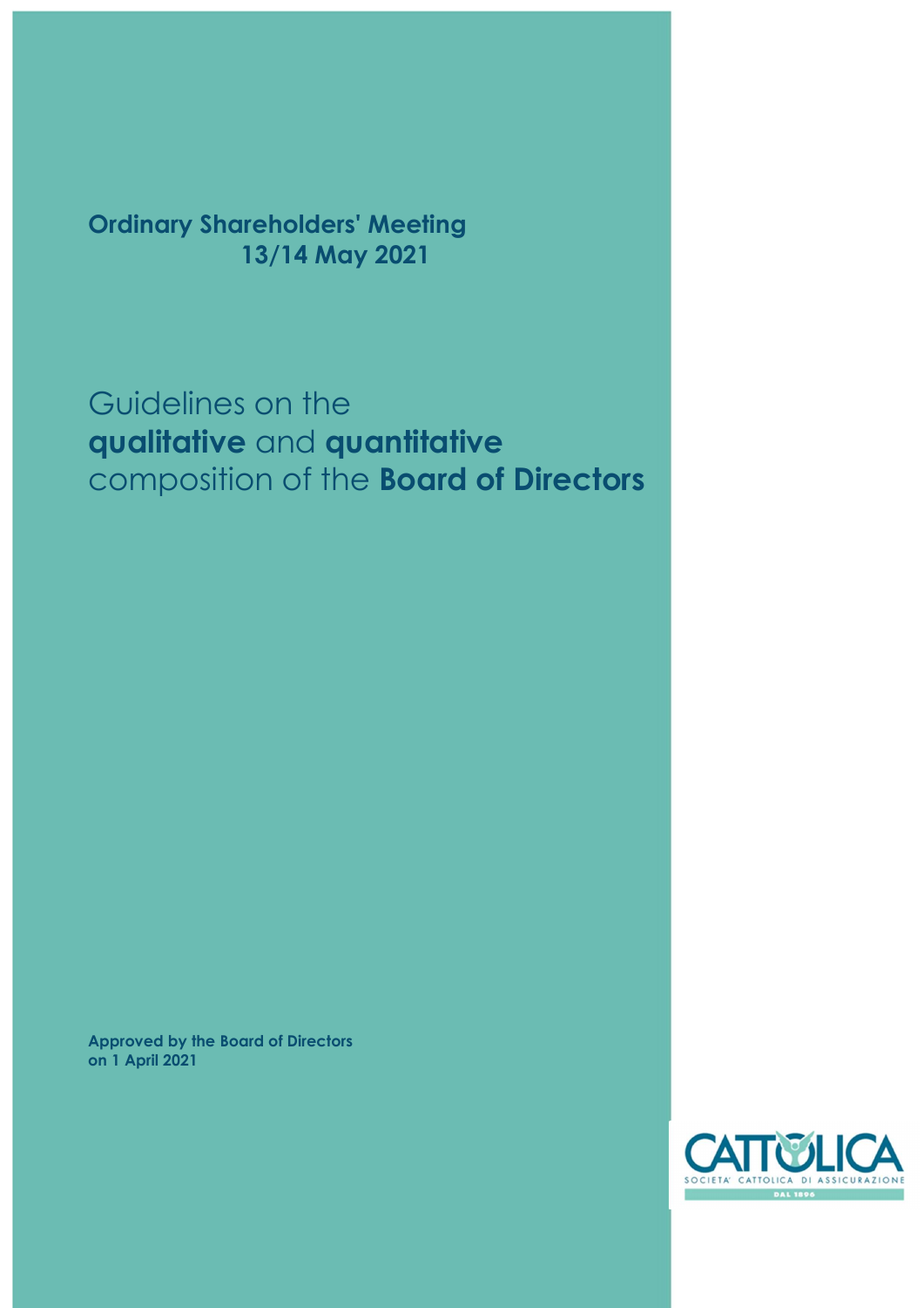**Ordinary Shareholders' Meeting**
**13/14 May 2021**

# Guidelines on the **qualitative** and **quantitative** composition of the **Board of Directors**

**Approved by the Board of Directors on 1 April 2021**

CATTOLICA
SOCIETA' CATTOLICA DI ASSICURAZIONE
DAL 1896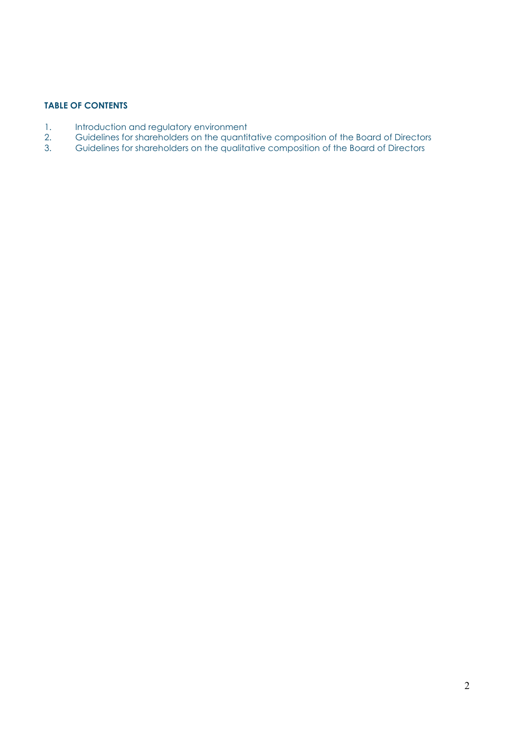**TABLE OF CONTENTS**

1. Introduction and regulatory environment
2. Guidelines for shareholders on the quantitative composition of the Board of Directors
3. Guidelines for shareholders on the qualitative composition of the Board of Directors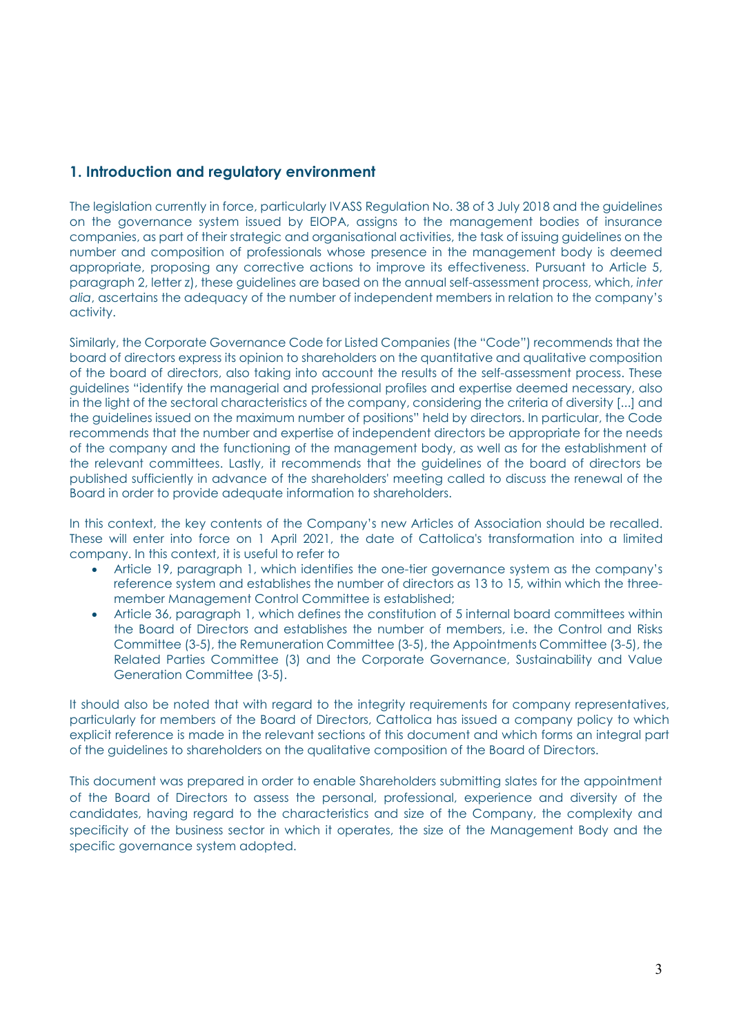## 1. Introduction and regulatory environment

The legislation currently in force, particularly IVASS Regulation No. 38 of 3 July 2018 and the guidelines on the governance system issued by EIOPA, assigns to the management bodies of insurance companies, as part of their strategic and organisational activities, the task of issuing guidelines on the number and composition of professionals whose presence in the management body is deemed appropriate, proposing any corrective actions to improve its effectiveness. Pursuant to Article 5, paragraph 2, letter z), these guidelines are based on the annual self-assessment process, which, *inter alia*, ascertains the adequacy of the number of independent members in relation to the company's activity.

Similarly, the Corporate Governance Code for Listed Companies (the "Code") recommends that the board of directors express its opinion to shareholders on the quantitative and qualitative composition of the board of directors, also taking into account the results of the self-assessment process. These guidelines "identify the managerial and professional profiles and expertise deemed necessary, also in the light of the sectoral characteristics of the company, considering the criteria of diversity [...] and the guidelines issued on the maximum number of positions" held by directors. In particular, the Code recommends that the number and expertise of independent directors be appropriate for the needs of the company and the functioning of the management body, as well as for the establishment of the relevant committees. Lastly, it recommends that the guidelines of the board of directors be published sufficiently in advance of the shareholders' meeting called to discuss the renewal of the Board in order to provide adequate information to shareholders.

In this context, the key contents of the Company's new Articles of Association should be recalled. These will enter into force on 1 April 2021, the date of Cattolica's transformation into a limited company. In this context, it is useful to refer to

- Article 19, paragraph 1, which identifies the one-tier governance system as the company's reference system and establishes the number of directors as 13 to 15, within which the three-member Management Control Committee is established;
- Article 36, paragraph 1, which defines the constitution of 5 internal board committees within the Board of Directors and establishes the number of members, i.e. the Control and Risks Committee (3-5), the Remuneration Committee (3-5), the Appointments Committee (3-5), the Related Parties Committee (3) and the Corporate Governance, Sustainability and Value Generation Committee (3-5).

It should also be noted that with regard to the integrity requirements for company representatives, particularly for members of the Board of Directors, Cattolica has issued a company policy to which explicit reference is made in the relevant sections of this document and which forms an integral part of the guidelines to shareholders on the qualitative composition of the Board of Directors.

This document was prepared in order to enable Shareholders submitting slates for the appointment of the Board of Directors to assess the personal, professional, experience and diversity of the candidates, having regard to the characteristics and size of the Company, the complexity and specificity of the business sector in which it operates, the size of the Management Body and the specific governance system adopted.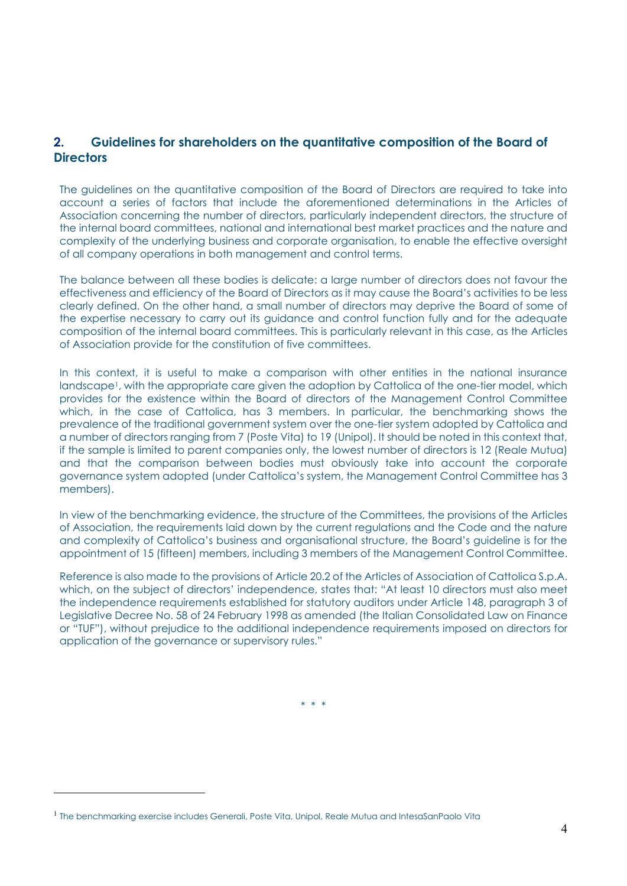## 2. Guidelines for shareholders on the quantitative composition of the Board of Directors

The guidelines on the quantitative composition of the Board of Directors are required to take into account a series of factors that include the aforementioned determinations in the Articles of Association concerning the number of directors, particularly independent directors, the structure of the internal board committees, national and international best market practices and the nature and complexity of the underlying business and corporate organisation, to enable the effective oversight of all company operations in both management and control terms.

The balance between all these bodies is delicate: a large number of directors does not favour the effectiveness and efficiency of the Board of Directors as it may cause the Board's activities to be less clearly defined. On the other hand, a small number of directors may deprive the Board of some of the expertise necessary to carry out its guidance and control function fully and for the adequate composition of the internal board committees. This is particularly relevant in this case, as the Articles of Association provide for the constitution of five committees.

In this context, it is useful to make a comparison with other entities in the national insurance landscape[1], with the appropriate care given the adoption by Cattolica of the one-tier model, which provides for the existence within the Board of directors of the Management Control Committee which, in the case of Cattolica, has 3 members. In particular, the benchmarking shows the prevalence of the traditional government system over the one-tier system adopted by Cattolica and a number of directors ranging from 7 (Poste Vita) to 19 (Unipol). It should be noted in this context that, if the sample is limited to parent companies only, the lowest number of directors is 12 (Reale Mutua) and that the comparison between bodies must obviously take into account the corporate governance system adopted (under Cattolica's system, the Management Control Committee has 3 members).

In view of the benchmarking evidence, the structure of the Committees, the provisions of the Articles of Association, the requirements laid down by the current regulations and the Code and the nature and complexity of Cattolica's business and organisational structure, the Board's guideline is for the appointment of 15 (fifteen) members, including 3 members of the Management Control Committee.

Reference is also made to the provisions of Article 20.2 of the Articles of Association of Cattolica S.p.A. which, on the subject of directors' independence, states that: "At least 10 directors must also meet the independence requirements established for statutory auditors under Article 148, paragraph 3 of Legislative Decree No. 58 of 24 February 1998 as amended (the Italian Consolidated Law on Finance or "TUF"), without prejudice to the additional independence requirements imposed on directors for application of the governance or supervisory rules."

\* \* \*

[1] The benchmarking exercise includes Generali, Poste Vita, Unipol, Reale Mutua and IntesaSanPaolo Vita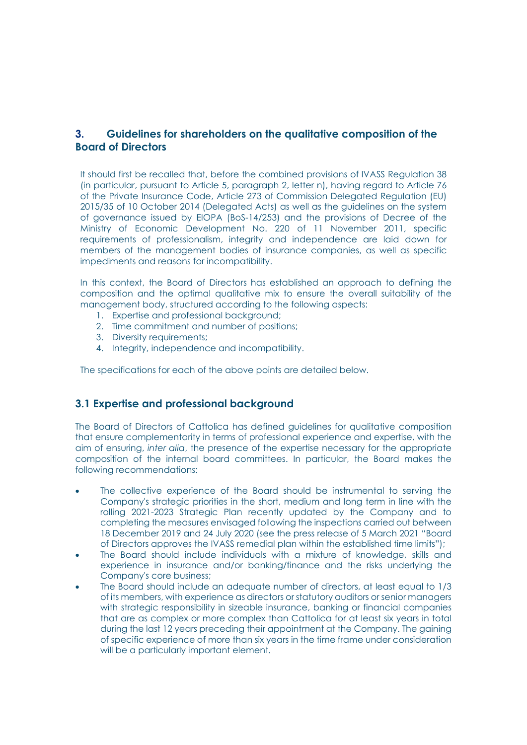## 3. Guidelines for shareholders on the qualitative composition of the Board of Directors

It should first be recalled that, before the combined provisions of IVASS Regulation 38 (in particular, pursuant to Article 5, paragraph 2, letter n), having regard to Article 76 of the Private Insurance Code, Article 273 of Commission Delegated Regulation (EU) 2015/35 of 10 October 2014 (Delegated Acts) as well as the guidelines on the system of governance issued by EIOPA (BoS-14/253) and the provisions of Decree of the Ministry of Economic Development No. 220 of 11 November 2011, specific requirements of professionalism, integrity and independence are laid down for members of the management bodies of insurance companies, as well as specific impediments and reasons for incompatibility.

In this context, the Board of Directors has established an approach to defining the composition and the optimal qualitative mix to ensure the overall suitability of the management body, structured according to the following aspects:

1. Expertise and professional background;
2. Time commitment and number of positions;
3. Diversity requirements;
4. Integrity, independence and incompatibility.

The specifications for each of the above points are detailed below.

### 3.1 Expertise and professional background

The Board of Directors of Cattolica has defined guidelines for qualitative composition that ensure complementarity in terms of professional experience and expertise, with the aim of ensuring, *inter alia*, the presence of the expertise necessary for the appropriate composition of the internal board committees. In particular, the Board makes the following recommendations:

- The collective experience of the Board should be instrumental to serving the Company's strategic priorities in the short, medium and long term in line with the rolling 2021-2023 Strategic Plan recently updated by the Company and to completing the measures envisaged following the inspections carried out between 18 December 2019 and 24 July 2020 (see the press release of 5 March 2021 "Board of Directors approves the IVASS remedial plan within the established time limits");
- The Board should include individuals with a mixture of knowledge, skills and experience in insurance and/or banking/finance and the risks underlying the Company's core business;
- The Board should include an adequate number of directors, at least equal to 1/3 of its members, with experience as directors or statutory auditors or senior managers with strategic responsibility in sizeable insurance, banking or financial companies that are as complex or more complex than Cattolica for at least six years in total during the last 12 years preceding their appointment at the Company. The gaining of specific experience of more than six years in the time frame under consideration will be a particularly important element.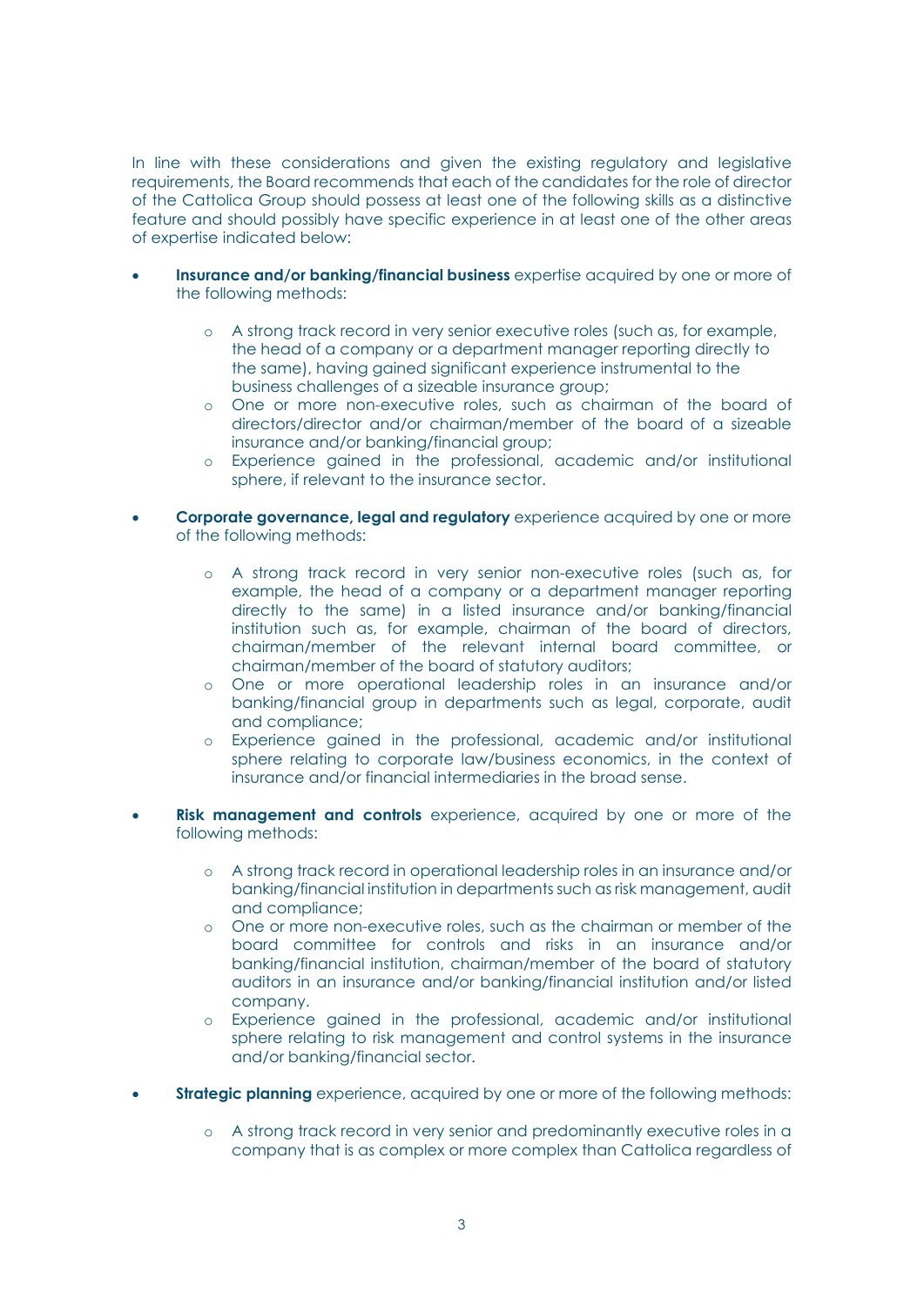In line with these considerations and given the existing regulatory and legislative requirements, the Board recommends that each of the candidates for the role of director of the Cattolica Group should possess at least one of the following skills as a distinctive feature and should possibly have specific experience in at least one of the other areas of expertise indicated below:

- **Insurance and/or banking/financial business** expertise acquired by one or more of the following methods:
    - A strong track record in very senior executive roles (such as, for example, the head of a company or a department manager reporting directly to the same), having gained significant experience instrumental to the business challenges of a sizeable insurance group;
    - One or more non-executive roles, such as chairman of the board of directors/director and/or chairman/member of the board of a sizeable insurance and/or banking/financial group;
    - Experience gained in the professional, academic and/or institutional sphere, if relevant to the insurance sector.

- **Corporate governance, legal and regulatory** experience acquired by one or more of the following methods:
    - A strong track record in very senior non-executive roles (such as, for example, the head of a company or a department manager reporting directly to the same) in a listed insurance and/or banking/financial institution such as, for example, chairman of the board of directors, chairman/member of the relevant internal board committee, or chairman/member of the board of statutory auditors;
    - One or more operational leadership roles in an insurance and/or banking/financial group in departments such as legal, corporate, audit and compliance;
    - Experience gained in the professional, academic and/or institutional sphere relating to corporate law/business economics, in the context of insurance and/or financial intermediaries in the broad sense.

- **Risk management and controls** experience, acquired by one or more of the following methods:
    - A strong track record in operational leadership roles in an insurance and/or banking/financial institution in departments such as risk management, audit and compliance;
    - One or more non-executive roles, such as the chairman or member of the board committee for controls and risks in an insurance and/or banking/financial institution, chairman/member of the board of statutory auditors in an insurance and/or banking/financial institution and/or listed company.
    - Experience gained in the professional, academic and/or institutional sphere relating to risk management and control systems in the insurance and/or banking/financial sector.

- **Strategic planning** experience, acquired by one or more of the following methods:
    - A strong track record in very senior and predominantly executive roles in a company that is as complex or more complex than Cattolica regardless of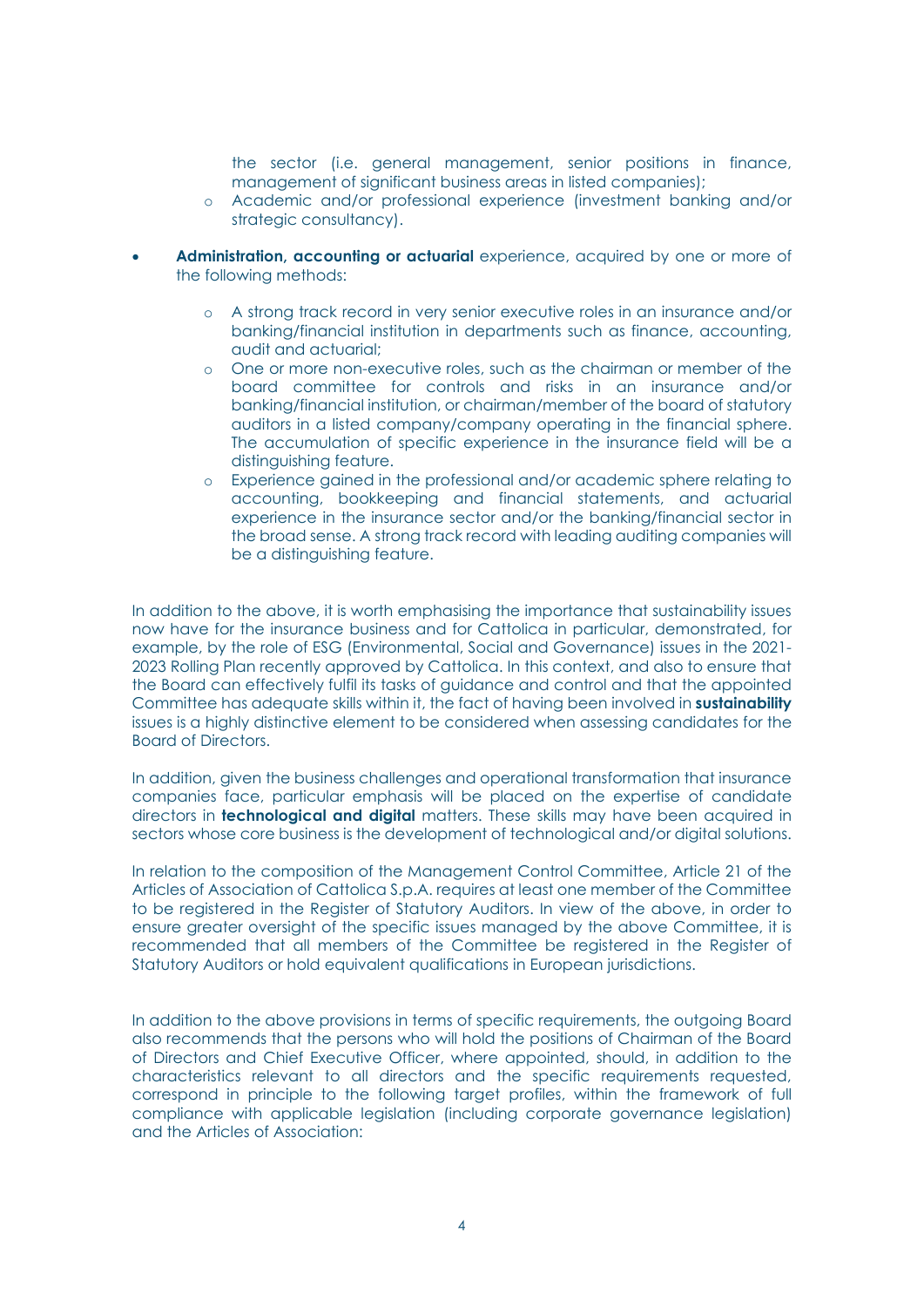the sector (i.e. general management, senior positions in finance, management of significant business areas in listed companies);
  - Academic and/or professional experience (investment banking and/or strategic consultancy).

- **Administration, accounting or actuarial** experience, acquired by one or more of the following methods:

  - A strong track record in very senior executive roles in an insurance and/or banking/financial institution in departments such as finance, accounting, audit and actuarial;
  - One or more non-executive roles, such as the chairman or member of the board committee for controls and risks in an insurance and/or banking/financial institution, or chairman/member of the board of statutory auditors in a listed company/company operating in the financial sphere. The accumulation of specific experience in the insurance field will be a distinguishing feature.
  - Experience gained in the professional and/or academic sphere relating to accounting, bookkeeping and financial statements, and actuarial experience in the insurance sector and/or the banking/financial sector in the broad sense. A strong track record with leading auditing companies will be a distinguishing feature.

In addition to the above, it is worth emphasising the importance that sustainability issues now have for the insurance business and for Cattolica in particular, demonstrated, for example, by the role of ESG (Environmental, Social and Governance) issues in the 2021-2023 Rolling Plan recently approved by Cattolica. In this context, and also to ensure that the Board can effectively fulfil its tasks of guidance and control and that the appointed Committee has adequate skills within it, the fact of having been involved in **sustainability** issues is a highly distinctive element to be considered when assessing candidates for the Board of Directors.

In addition, given the business challenges and operational transformation that insurance companies face, particular emphasis will be placed on the expertise of candidate directors in **technological and digital** matters. These skills may have been acquired in sectors whose core business is the development of technological and/or digital solutions.

In relation to the composition of the Management Control Committee, Article 21 of the Articles of Association of Cattolica S.p.A. requires at least one member of the Committee to be registered in the Register of Statutory Auditors. In view of the above, in order to ensure greater oversight of the specific issues managed by the above Committee, it is recommended that all members of the Committee be registered in the Register of Statutory Auditors or hold equivalent qualifications in European jurisdictions.

In addition to the above provisions in terms of specific requirements, the outgoing Board also recommends that the persons who will hold the positions of Chairman of the Board of Directors and Chief Executive Officer, where appointed, should, in addition to the characteristics relevant to all directors and the specific requirements requested, correspond in principle to the following target profiles, within the framework of full compliance with applicable legislation (including corporate governance legislation) and the Articles of Association: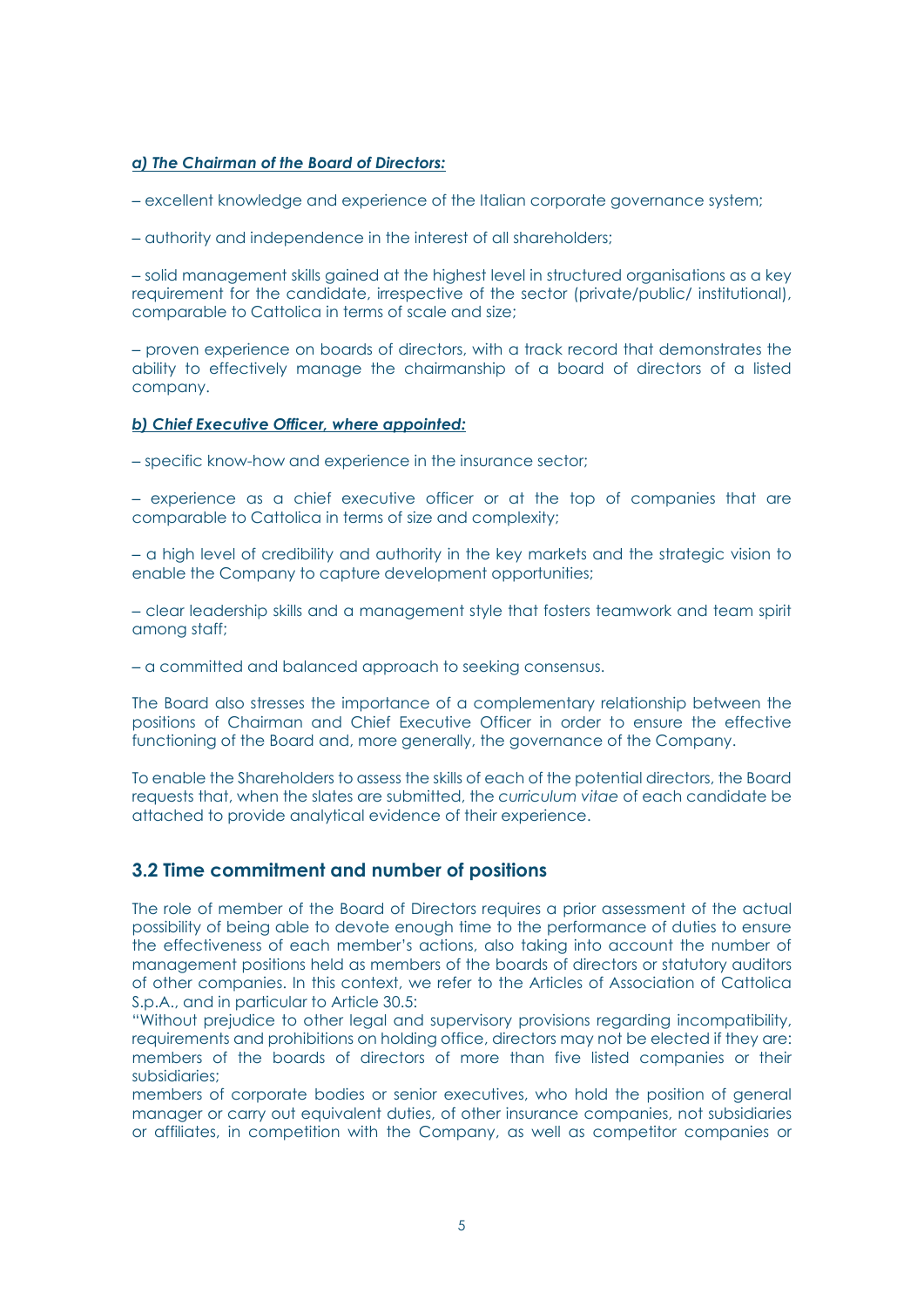***a) The Chairman of the Board of Directors:***

– excellent knowledge and experience of the Italian corporate governance system;

– authority and independence in the interest of all shareholders;

– solid management skills gained at the highest level in structured organisations as a key requirement for the candidate, irrespective of the sector (private/public/ institutional), comparable to Cattolica in terms of scale and size;

– proven experience on boards of directors, with a track record that demonstrates the ability to effectively manage the chairmanship of a board of directors of a listed company.

***b) Chief Executive Officer, where appointed:***

– specific know-how and experience in the insurance sector;

– experience as a chief executive officer or at the top of companies that are comparable to Cattolica in terms of size and complexity;

– a high level of credibility and authority in the key markets and the strategic vision to enable the Company to capture development opportunities;

– clear leadership skills and a management style that fosters teamwork and team spirit among staff;

– a committed and balanced approach to seeking consensus.

The Board also stresses the importance of a complementary relationship between the positions of Chairman and Chief Executive Officer in order to ensure the effective functioning of the Board and, more generally, the governance of the Company.

To enable the Shareholders to assess the skills of each of the potential directors, the Board requests that, when the slates are submitted, the *curriculum vitae* of each candidate be attached to provide analytical evidence of their experience.

## 3.2 Time commitment and number of positions

The role of member of the Board of Directors requires a prior assessment of the actual possibility of being able to devote enough time to the performance of duties to ensure the effectiveness of each member's actions, also taking into account the number of management positions held as members of the boards of directors or statutory auditors of other companies. In this context, we refer to the Articles of Association of Cattolica S.p.A., and in particular to Article 30.5:
"Without prejudice to other legal and supervisory provisions regarding incompatibility, requirements and prohibitions on holding office, directors may not be elected if they are: members of the boards of directors of more than five listed companies or their subsidiaries;
members of corporate bodies or senior executives, who hold the position of general manager or carry out equivalent duties, of other insurance companies, not subsidiaries or affiliates, in competition with the Company, as well as competitor companies or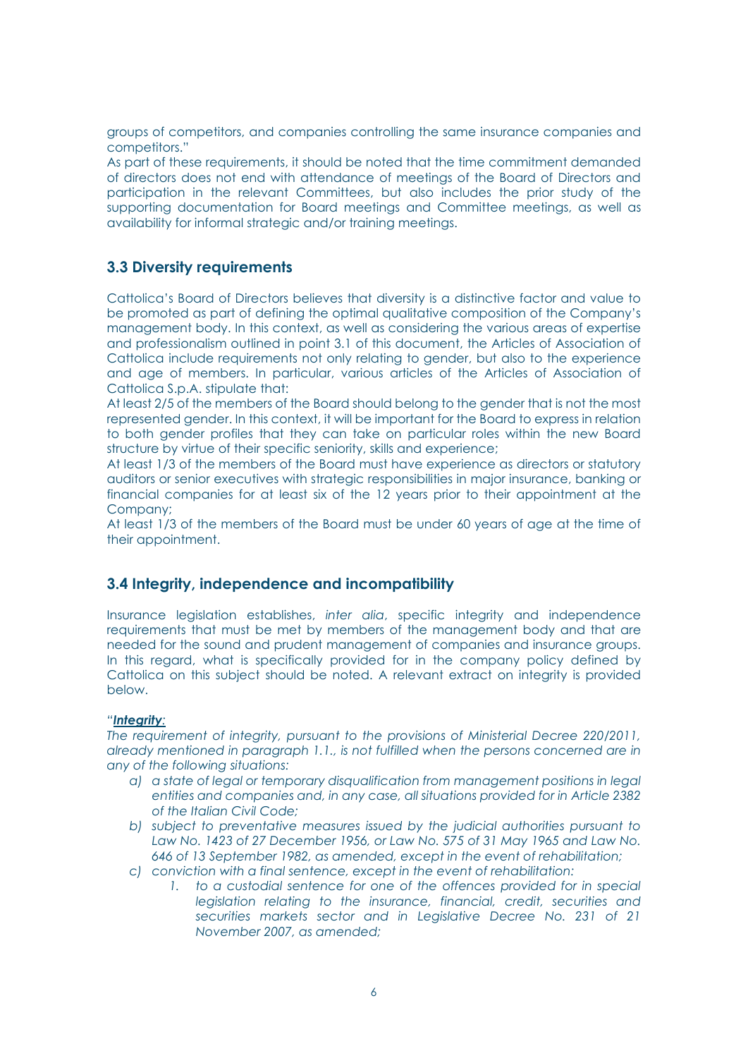groups of competitors, and companies controlling the same insurance companies and competitors."

As part of these requirements, it should be noted that the time commitment demanded of directors does not end with attendance of meetings of the Board of Directors and participation in the relevant Committees, but also includes the prior study of the supporting documentation for Board meetings and Committee meetings, as well as availability for informal strategic and/or training meetings.

## 3.3 Diversity requirements

Cattolica's Board of Directors believes that diversity is a distinctive factor and value to be promoted as part of defining the optimal qualitative composition of the Company's management body. In this context, as well as considering the various areas of expertise and professionalism outlined in point 3.1 of this document, the Articles of Association of Cattolica include requirements not only relating to gender, but also to the experience and age of members. In particular, various articles of the Articles of Association of Cattolica S.p.A. stipulate that:

At least 2/5 of the members of the Board should belong to the gender that is not the most represented gender. In this context, it will be important for the Board to express in relation to both gender profiles that they can take on particular roles within the new Board structure by virtue of their specific seniority, skills and experience;

At least 1/3 of the members of the Board must have experience as directors or statutory auditors or senior executives with strategic responsibilities in major insurance, banking or financial companies for at least six of the 12 years prior to their appointment at the Company;

At least 1/3 of the members of the Board must be under 60 years of age at the time of their appointment.

## 3.4 Integrity, independence and incompatibility

Insurance legislation establishes, *inter alia*, specific integrity and independence requirements that must be met by members of the management body and that are needed for the sound and prudent management of companies and insurance groups. In this regard, what is specifically provided for in the company policy defined by Cattolica on this subject should be noted. A relevant extract on integrity is provided below.

*"**Integrity**:*

*The requirement of integrity, pursuant to the provisions of Ministerial Decree 220/2011, already mentioned in paragraph 1.1., is not fulfilled when the persons concerned are in any of the following situations:*

- *a) a state of legal or temporary disqualification from management positions in legal entities and companies and, in any case, all situations provided for in Article 2382 of the Italian Civil Code;*
- *b) subject to preventative measures issued by the judicial authorities pursuant to Law No. 1423 of 27 December 1956, or Law No. 575 of 31 May 1965 and Law No. 646 of 13 September 1982, as amended, except in the event of rehabilitation;*
- *c) conviction with a final sentence, except in the event of rehabilitation:*
    1. *to a custodial sentence for one of the offences provided for in special legislation relating to the insurance, financial, credit, securities and securities markets sector and in Legislative Decree No. 231 of 21 November 2007, as amended;*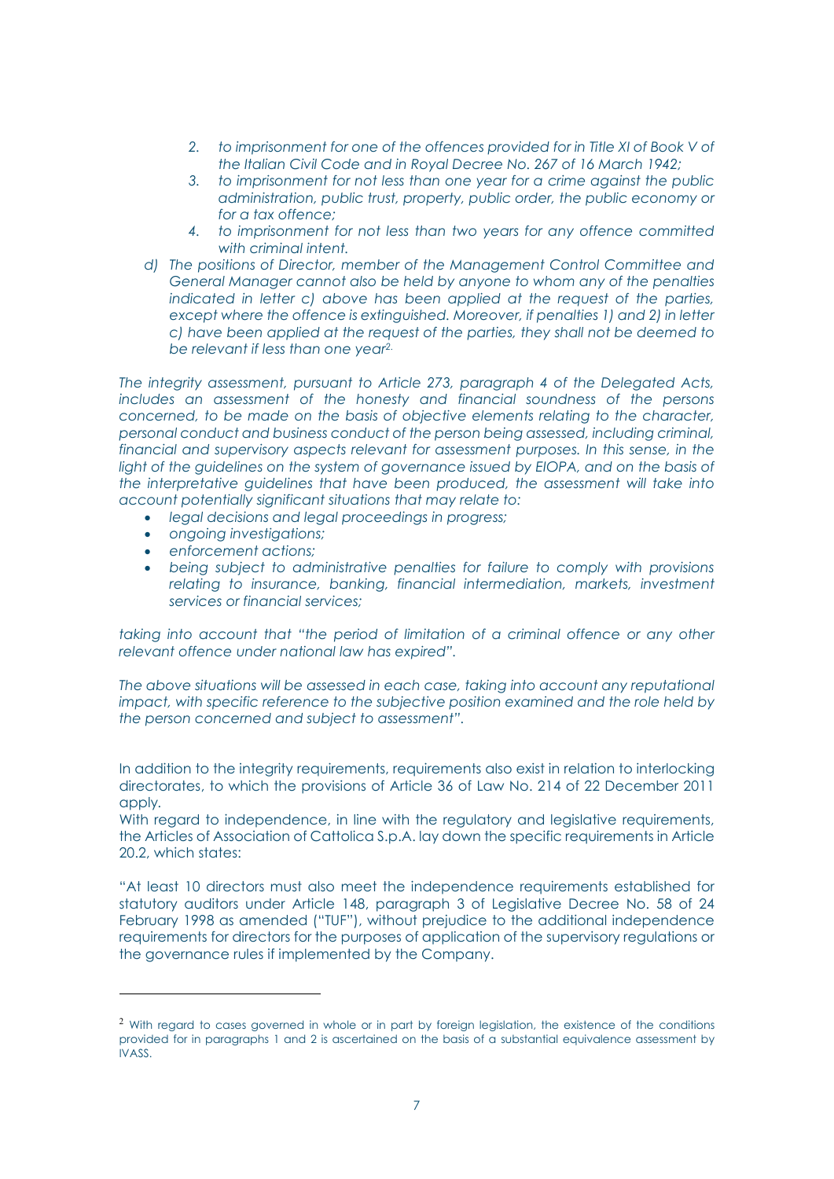2. *to imprisonment for one of the offences provided for in Title XI of Book V of the Italian Civil Code and in Royal Decree No. 267 of 16 March 1942;*
3. *to imprisonment for not less than one year for a crime against the public administration, public trust, property, public order, the public economy or for a tax offence;*
4. *to imprisonment for not less than two years for any offence committed with criminal intent.*

*d) The positions of Director, member of the Management Control Committee and General Manager cannot also be held by anyone to whom any of the penalties indicated in letter c) above has been applied at the request of the parties, except where the offence is extinguished. Moreover, if penalties 1) and 2) in letter c) have been applied at the request of the parties, they shall not be deemed to be relevant if less than one year[2].*

*The integrity assessment, pursuant to Article 273, paragraph 4 of the Delegated Acts, includes an assessment of the honesty and financial soundness of the persons concerned, to be made on the basis of objective elements relating to the character, personal conduct and business conduct of the person being assessed, including criminal, financial and supervisory aspects relevant for assessment purposes. In this sense, in the light of the guidelines on the system of governance issued by EIOPA, and on the basis of the interpretative guidelines that have been produced, the assessment will take into account potentially significant situations that may relate to:*

- *legal decisions and legal proceedings in progress;*
- *ongoing investigations;*
- *enforcement actions;*
- *being subject to administrative penalties for failure to comply with provisions relating to insurance, banking, financial intermediation, markets, investment services or financial services;*

*taking into account that "the period of limitation of a criminal offence or any other relevant offence under national law has expired".*

*The above situations will be assessed in each case, taking into account any reputational impact, with specific reference to the subjective position examined and the role held by the person concerned and subject to assessment".*

In addition to the integrity requirements, requirements also exist in relation to interlocking directorates, to which the provisions of Article 36 of Law No. 214 of 22 December 2011 apply.
With regard to independence, in line with the regulatory and legislative requirements, the Articles of Association of Cattolica S.p.A. lay down the specific requirements in Article 20.2, which states:

"At least 10 directors must also meet the independence requirements established for statutory auditors under Article 148, paragraph 3 of Legislative Decree No. 58 of 24 February 1998 as amended ("TUF"), without prejudice to the additional independence requirements for directors for the purposes of application of the supervisory regulations or the governance rules if implemented by the Company.

---

[2] With regard to cases governed in whole or in part by foreign legislation, the existence of the conditions provided for in paragraphs 1 and 2 is ascertained on the basis of a substantial equivalence assessment by IVASS.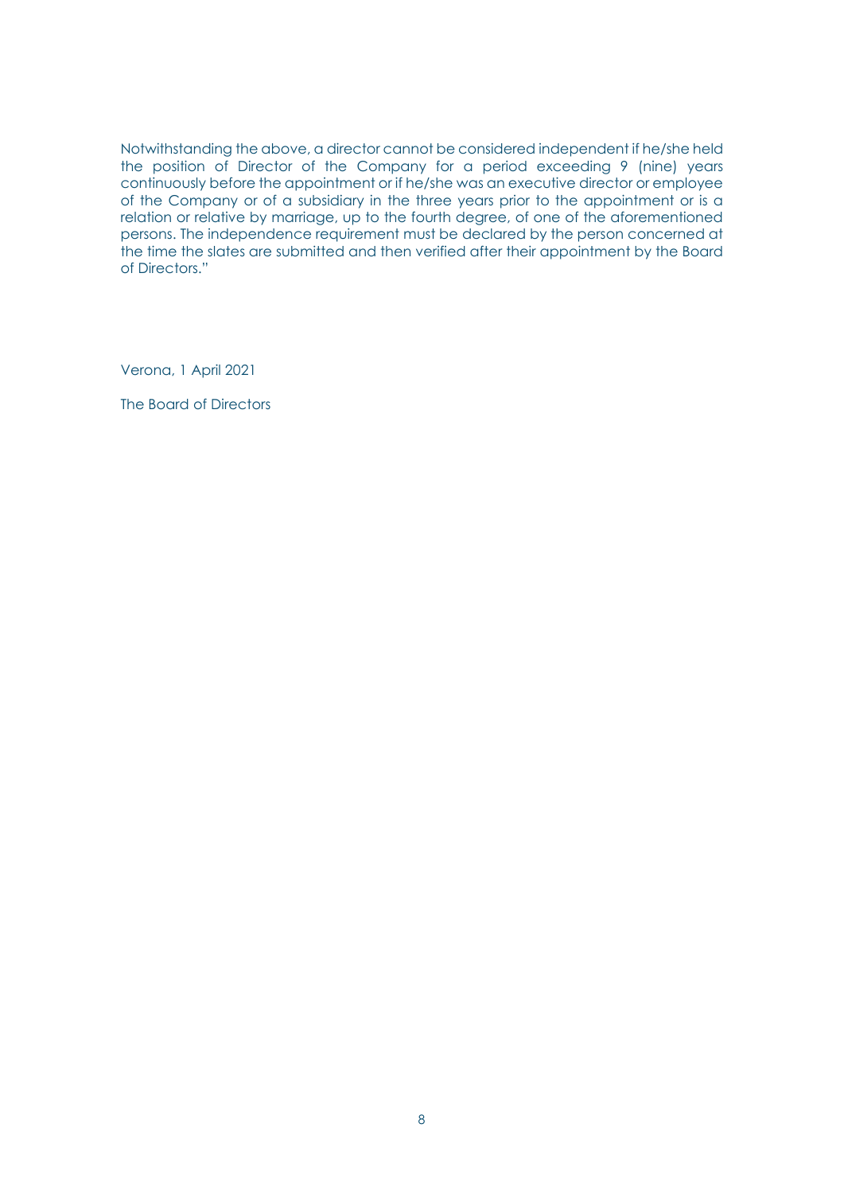Notwithstanding the above, a director cannot be considered independent if he/she held the position of Director of the Company for a period exceeding 9 (nine) years continuously before the appointment or if he/she was an executive director or employee of the Company or of a subsidiary in the three years prior to the appointment or is a relation or relative by marriage, up to the fourth degree, of one of the aforementioned persons. The independence requirement must be declared by the person concerned at the time the slates are submitted and then verified after their appointment by the Board of Directors."

Verona, 1 April 2021

The Board of Directors